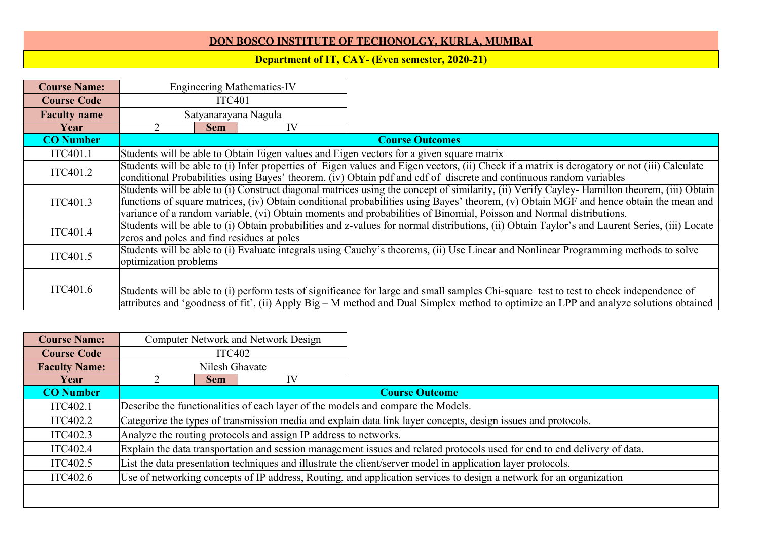# DON BOSCO INSTITUTE OF TECHONOLGY, KURLA, MUMBAI

## Department of IT, CAY- (Even semester, 2020-21)

| Course Name: | Engineering Mathematics-IV | | |
|---|---|---|---|
| Course Code | ITC401 | | |
| Faculty name | Satyanarayana Nagula | | |
| Year | 2 | Sem | IV |

| CO Number | Course Outcomes |
|---|---|
| ITC401.1 | Students will be able to Obtain Eigen values and Eigen vectors for a given square matrix |
| ITC401.2 | Students will be able to (i) Infer properties of Eigen values and Eigen vectors, (ii) Check if a matrix is derogatory or not (iii) Calculate conditional Probabilities using Bayes' theorem, (iv) Obtain pdf and cdf of discrete and continuous random variables |
| ITC401.3 | Students will be able to (i) Construct diagonal matrices using the concept of similarity, (ii) Verify Cayley- Hamilton theorem, (iii) Obtain functions of square matrices, (iv) Obtain conditional probabilities using Bayes' theorem, (v) Obtain MGF and hence obtain the mean and variance of a random variable, (vi) Obtain moments and probabilities of Binomial, Poisson and Normal distributions. |
| ITC401.4 | Students will be able to (i) Obtain probabilities and z-values for normal distributions, (ii) Obtain Taylor's and Laurent Series, (iii) Locate zeros and poles and find residues at poles |
| ITC401.5 | Students will be able to (i) Evaluate integrals using Cauchy's theorems, (ii) Use Linear and Nonlinear Programming methods to solve optimization problems |
| ITC401.6 | Students will be able to (i) perform tests of significance for large and small samples Chi-square test to test to check independence of attributes and 'goodness of fit', (ii) Apply Big – M method and Dual Simplex method to optimize an LPP and analyze solutions obtained |

| Course Name: | Computer Network and Network Design | | |
|---|---|---|---|
| Course Code | ITC402 | | |
| Faculty Name: | Nilesh Ghavate | | |
| Year | 2 | Sem | IV |

| CO Number | Course Outcome |
|---|---|
| ITC402.1 | Describe the functionalities of each layer of the models and compare the Models. |
| ITC402.2 | Categorize the types of transmission media and explain data link layer concepts, design issues and protocols. |
| ITC402.3 | Analyze the routing protocols and assign IP address to networks. |
| ITC402.4 | Explain the data transportation and session management issues and related protocols used for end to end delivery of data. |
| ITC402.5 | List the data presentation techniques and illustrate the client/server model in application layer protocols. |
| ITC402.6 | Use of networking concepts of IP address, Routing, and application services to design a network for an organization |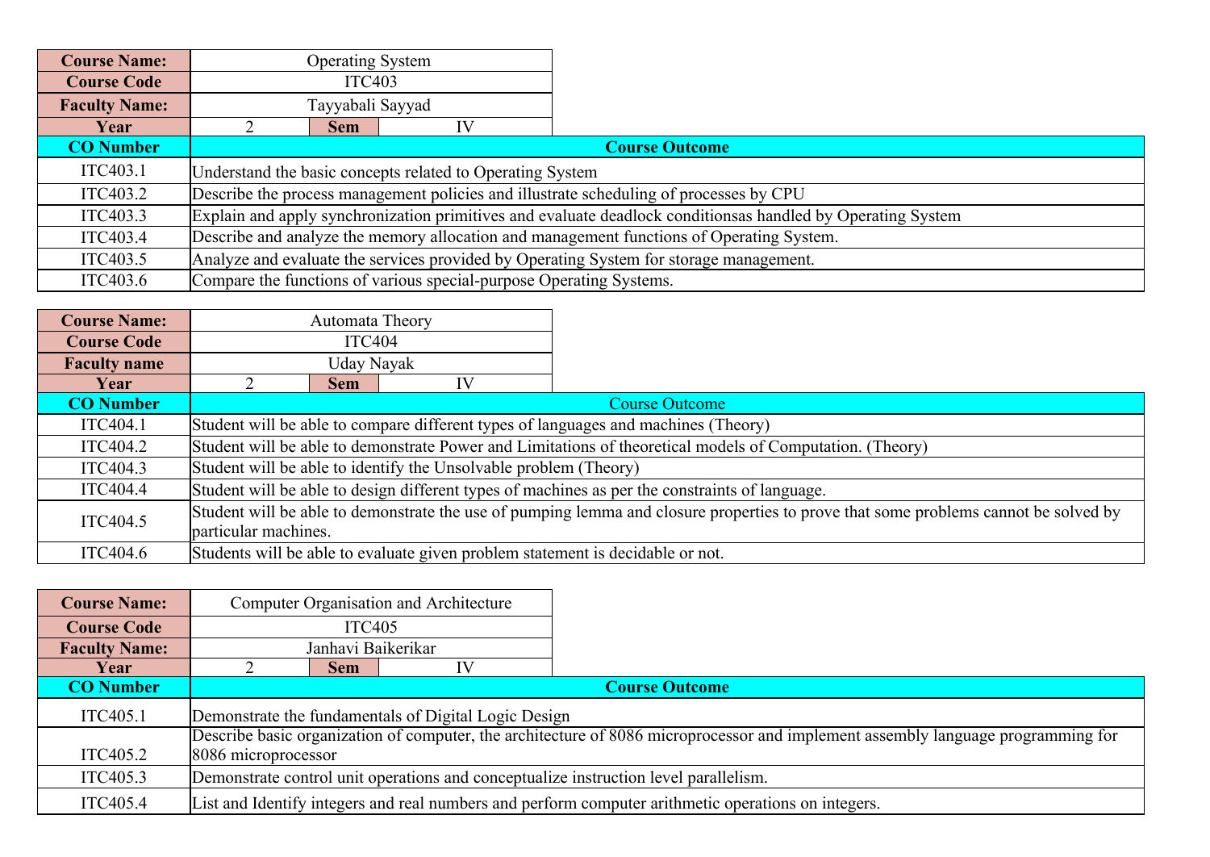| Course Name: | Operating System | | |
|---|---|---|---|
| Course Code | ITC403 | | |
| Faculty Name: | Tayyabali Sayyad | | |
| Year | 2 | Sem | IV |

| CO Number | Course Outcome |
|---|---|
| ITC403.1 | Understand the basic concepts related to Operating System |
| ITC403.2 | Describe the process management policies and illustrate scheduling of processes by CPU |
| ITC403.3 | Explain and apply synchronization primitives and evaluate deadlock conditionsas handled by Operating System |
| ITC403.4 | Describe and analyze the memory allocation and management functions of Operating System. |
| ITC403.5 | Analyze and evaluate the services provided by Operating System for storage management. |
| ITC403.6 | Compare the functions of various special-purpose Operating Systems. |

| Course Name: | Automata Theory | | |
|---|---|---|---|
| Course Code | ITC404 | | |
| Faculty name | Uday Nayak | | |
| Year | 2 | Sem | IV |

| CO Number | Course Outcome |
|---|---|
| ITC404.1 | Student will be able to compare different types of languages and machines (Theory) |
| ITC404.2 | Student will be able to demonstrate Power and Limitations of theoretical models of Computation. (Theory) |
| ITC404.3 | Student will be able to identify the Unsolvable problem (Theory) |
| ITC404.4 | Student will be able to design different types of machines as per the constraints of language. |
| ITC404.5 | Student will be able to demonstrate the use of pumping lemma and closure properties to prove that some problems cannot be solved by particular machines. |
| ITC404.6 | Students will be able to evaluate given problem statement is decidable or not. |

| Course Name: | Computer Organisation and Architecture | | |
|---|---|---|---|
| Course Code | ITC405 | | |
| Faculty Name: | Janhavi Baikerikar | | |
| Year | 2 | Sem | IV |

| CO Number | Course Outcome |
|---|---|
| ITC405.1 | Demonstrate the fundamentals of Digital Logic Design |
| ITC405.2 | Describe basic organization of computer, the architecture of 8086 microprocessor and implement assembly language programming for 8086 microprocessor |
| ITC405.3 | Demonstrate control unit operations and conceptualize instruction level parallelism. |
| ITC405.4 | List and Identify integers and real numbers and perform computer arithmetic operations on integers. |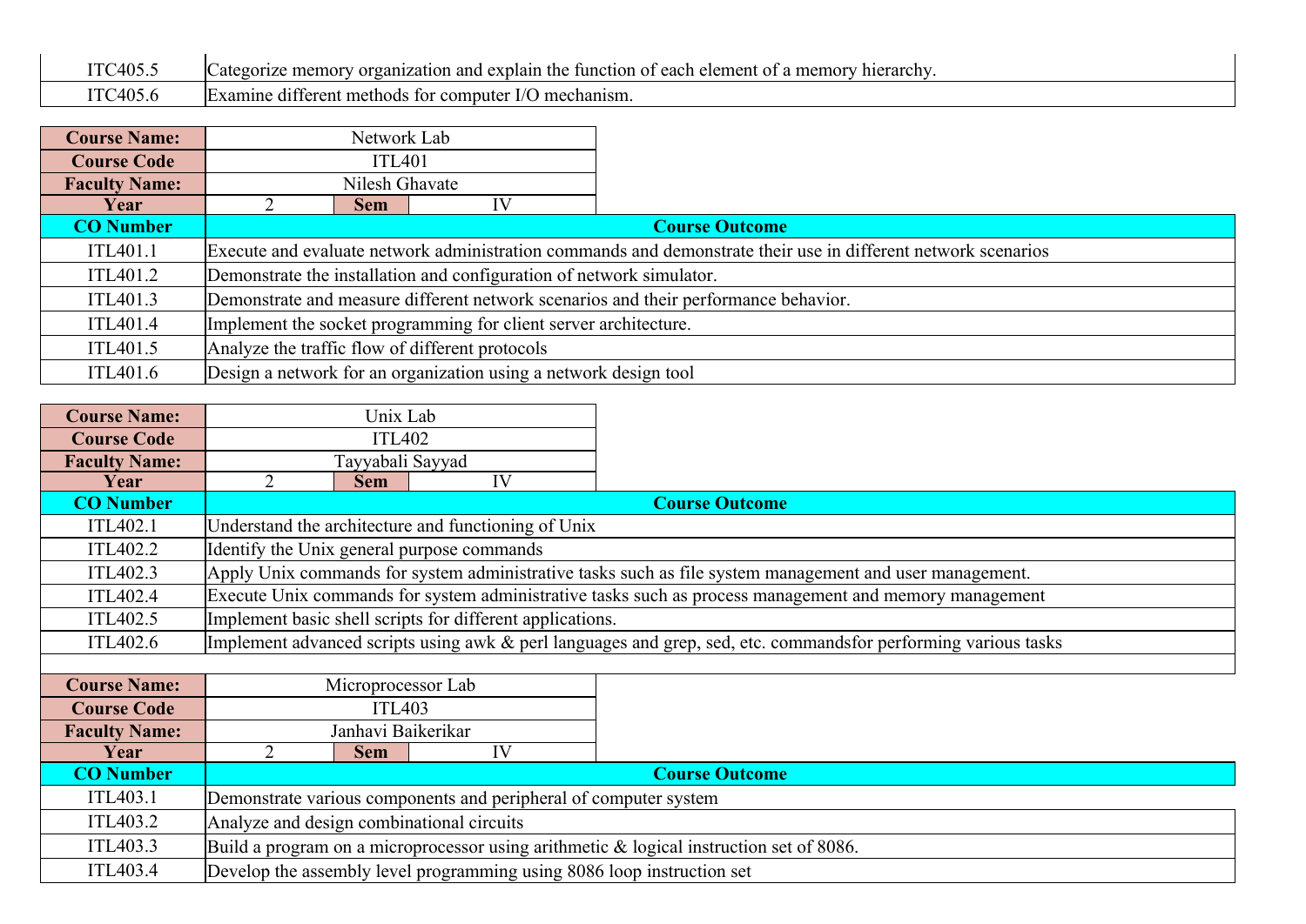| | |
|---|---|
| ITC405.5 | Categorize memory organization and explain the function of each element of a memory hierarchy. |
| ITC405.6 | Examine different methods for computer I/O mechanism. |

| **Course Name:** | Network Lab | | |
|---|---|---|---|
| **Course Code** | ITL401 | | |
| **Faculty Name:** | Nilesh Ghavate | | |
| **Year** | 2 | **Sem** | IV |

| **CO Number** | **Course Outcome** |
|---|---|
| ITL401.1 | Execute and evaluate network administration commands and demonstrate their use in different network scenarios |
| ITL401.2 | Demonstrate the installation and configuration of network simulator. |
| ITL401.3 | Demonstrate and measure different network scenarios and their performance behavior. |
| ITL401.4 | Implement the socket programming for client server architecture. |
| ITL401.5 | Analyze the traffic flow of different protocols |
| ITL401.6 | Design a network for an organization using a network design tool |

| **Course Name:** | Unix Lab | | |
|---|---|---|---|
| **Course Code** | ITL402 | | |
| **Faculty Name:** | Tayyabali Sayyad | | |
| **Year** | 2 | **Sem** | IV |

| **CO Number** | **Course Outcome** |
|---|---|
| ITL402.1 | Understand the architecture and functioning of Unix |
| ITL402.2 | Identify the Unix general purpose commands |
| ITL402.3 | Apply Unix commands for system administrative tasks such as file system management and user management. |
| ITL402.4 | Execute Unix commands for system administrative tasks such as process management and memory management |
| ITL402.5 | Implement basic shell scripts for different applications. |
| ITL402.6 | Implement advanced scripts using awk & perl languages and grep, sed, etc. commandsfor performing various tasks |

| **Course Name:** | Microprocessor Lab | | |
|---|---|---|---|
| **Course Code** | ITL403 | | |
| **Faculty Name:** | Janhavi Baikerikar | | |
| **Year** | 2 | **Sem** | IV |

| **CO Number** | **Course Outcome** |
|---|---|
| ITL403.1 | Demonstrate various components and peripheral of computer system |
| ITL403.2 | Analyze and design combinational circuits |
| ITL403.3 | Build a program on a microprocessor using arithmetic & logical instruction set of 8086. |
| ITL403.4 | Develop the assembly level programming using 8086 loop instruction set |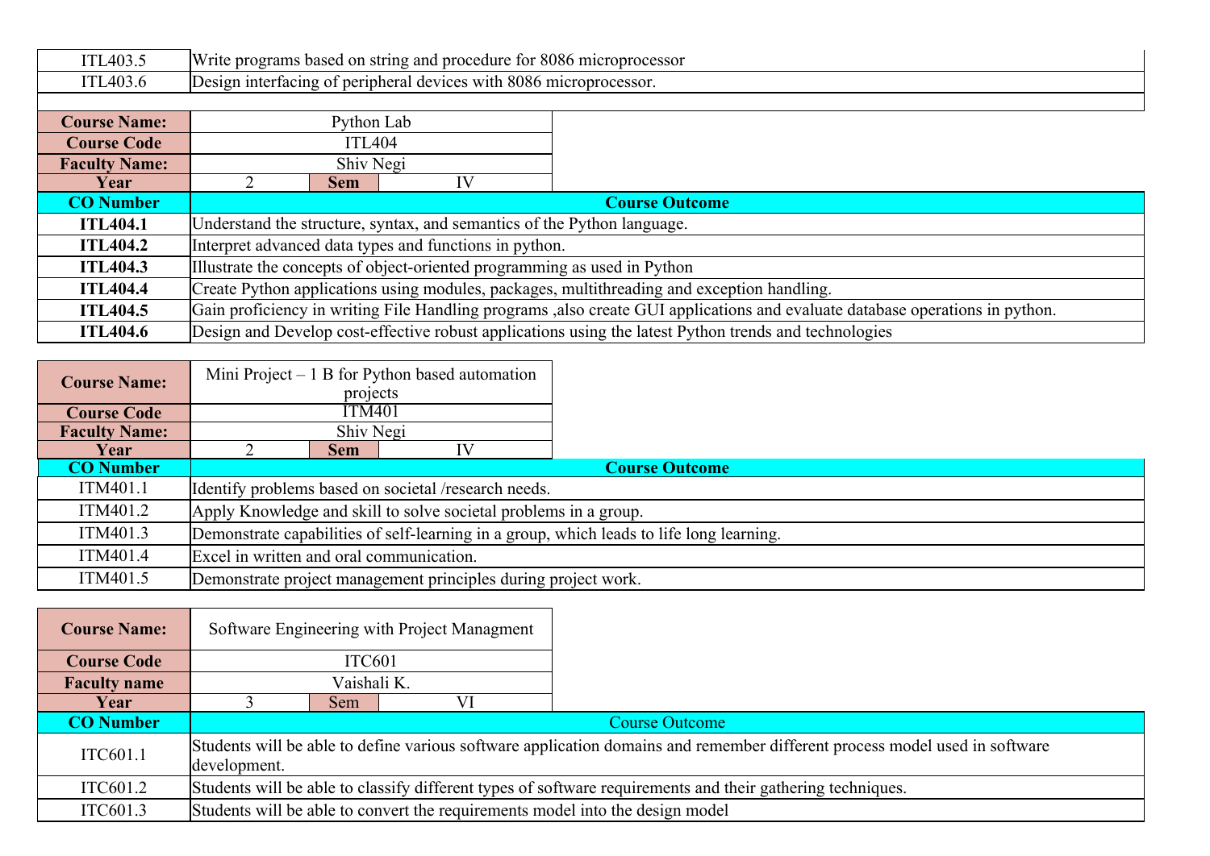| | |
|---|---|
| ITL403.5 | Write programs based on string and procedure for 8086 microprocessor |
| ITL403.6 | Design interfacing of peripheral devices with 8086 microprocessor. |

| **Course Name:** | Python Lab | | |
|---|---|---|---|
| **Course Code** | ITL404 | | |
| **Faculty Name:** | Shiv Negi | | |
| **Year** | 2 | **Sem** | IV |

| **CO Number** | **Course Outcome** |
|---|---|
| **ITL404.1** | Understand the structure, syntax, and semantics of the Python language. |
| **ITL404.2** | Interpret advanced data types and functions in python. |
| **ITL404.3** | Illustrate the concepts of object-oriented programming as used in Python |
| **ITL404.4** | Create Python applications using modules, packages, multithreading and exception handling. |
| **ITL404.5** | Gain proficiency in writing File Handling programs ,also create GUI applications and evaluate database operations in python. |
| **ITL404.6** | Design and Develop cost-effective robust applications using the latest Python trends and technologies |

| **Course Name:** | Mini Project – 1 B for Python based automation projects | | |
|---|---|---|---|
| **Course Code** | ITM401 | | |
| **Faculty Name:** | Shiv Negi | | |
| **Year** | 2 | **Sem** | IV |

| **CO Number** | **Course Outcome** |
|---|---|
| ITM401.1 | Identify problems based on societal /research needs. |
| ITM401.2 | Apply Knowledge and skill to solve societal problems in a group. |
| ITM401.3 | Demonstrate capabilities of self-learning in a group, which leads to life long learning. |
| ITM401.4 | Excel in written and oral communication. |
| ITM401.5 | Demonstrate project management principles during project work. |

| **Course Name:** | Software Engineering with Project Managment | | |
|---|---|---|---|
| **Course Code** | ITC601 | | |
| **Faculty name** | Vaishali K. | | |
| **Year** | 3 | Sem | VI |

| **CO Number** | Course Outcome |
|---|---|
| ITC601.1 | Students will be able to define various software application domains and remember different process model used in software development. |
| ITC601.2 | Students will be able to classify different types of software requirements and their gathering techniques. |
| ITC601.3 | Students will be able to convert the requirements model into the design model |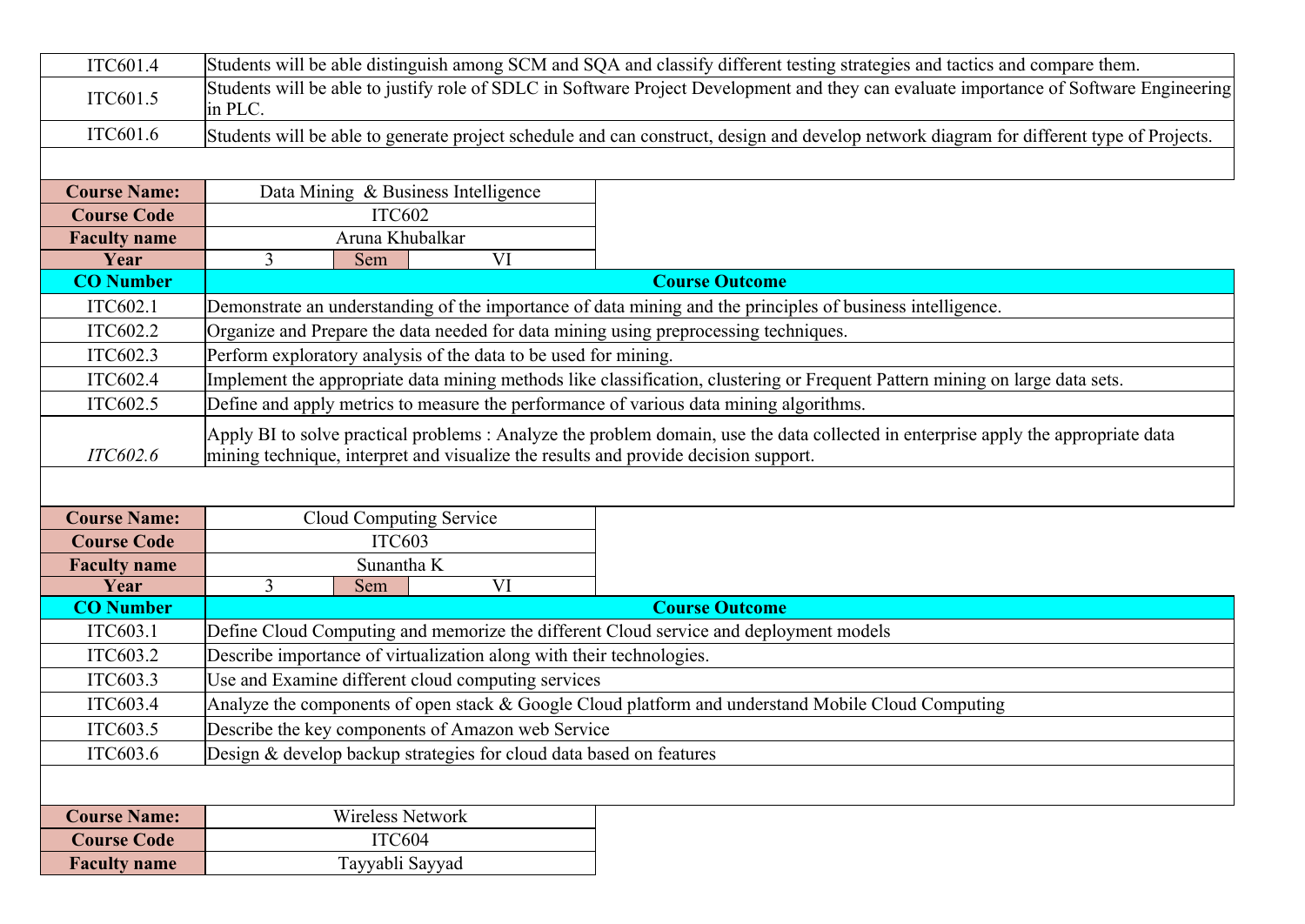| | |
|---|---|
| ITC601.4 | Students will be able distinguish among SCM and SQA and classify different testing strategies and tactics and compare them. |
| ITC601.5 | Students will be able to justify role of SDLC in Software Project Development and they can evaluate importance of Software Engineering in PLC. |
| ITC601.6 | Students will be able to generate project schedule and can construct, design and develop network diagram for different type of Projects. |

| **Course Name:** | Data Mining & Business Intelligence | | |
|---|---|---|---|
| **Course Code** | ITC602 | | |
| **Faculty name** | Aruna Khubalkar | | |
| **Year** | 3 | Sem | VI |

| **CO Number** | **Course Outcome** |
|---|---|
| ITC602.1 | Demonstrate an understanding of the importance of data mining and the principles of business intelligence. |
| ITC602.2 | Organize and Prepare the data needed for data mining using preprocessing techniques. |
| ITC602.3 | Perform exploratory analysis of the data to be used for mining. |
| ITC602.4 | Implement the appropriate data mining methods like classification, clustering or Frequent Pattern mining on large data sets. |
| ITC602.5 | Define and apply metrics to measure the performance of various data mining algorithms. |
| *ITC602.6* | Apply BI to solve practical problems : Analyze the problem domain, use the data collected in enterprise apply the appropriate data mining technique, interpret and visualize the results and provide decision support. |

| **Course Name:** | Cloud Computing Service | | |
|---|---|---|---|
| **Course Code** | ITC603 | | |
| **Faculty name** | Sunantha K | | |
| **Year** | 3 | Sem | VI |

| **CO Number** | **Course Outcome** |
|---|---|
| ITC603.1 | Define Cloud Computing and memorize the different Cloud service and deployment models |
| ITC603.2 | Describe importance of virtualization along with their technologies. |
| ITC603.3 | Use and Examine different cloud computing services |
| ITC603.4 | Analyze the components of open stack & Google Cloud platform and understand Mobile Cloud Computing |
| ITC603.5 | Describe the key components of Amazon web Service |
| ITC603.6 | Design & develop backup strategies for cloud data based on features |

| **Course Name:** | Wireless Network |
|---|---|
| **Course Code** | ITC604 |
| **Faculty name** | Tayyabli Sayyad |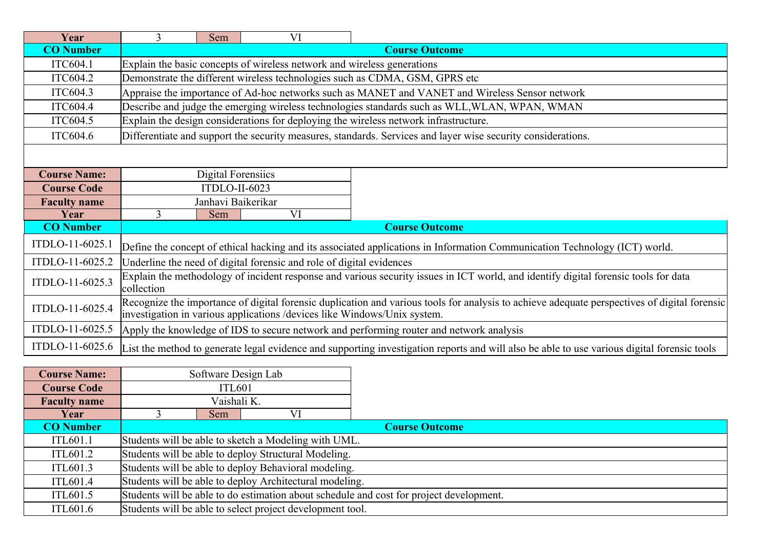| Year | 3 | Sem | VI |
|---|---|---|---|

| CO Number | Course Outcome |
|---|---|
| ITC604.1 | Explain the basic concepts of wireless network and wireless generations |
| ITC604.2 | Demonstrate the different wireless technologies such as CDMA, GSM, GPRS etc |
| ITC604.3 | Appraise the importance of Ad-hoc networks such as MANET and VANET and Wireless Sensor network |
| ITC604.4 | Describe and judge the emerging wireless technologies standards such as WLL,WLAN, WPAN, WMAN |
| ITC604.5 | Explain the design considerations for deploying the wireless network infrastructure. |
| ITC604.6 | Differentiate and support the security measures, standards. Services and layer wise security considerations. |

| Course Name: | Digital Forensiics | | |
|---|---|---|---|
| Course Code | ITDLO-II-6023 | | |
| Faculty name | Janhavi Baikerikar | | |
| Year | 3 | Sem | VI |

| CO Number | Course Outcome |
|---|---|
| ITDLO-11-6025.1 | Define the concept of ethical hacking and its associated applications in Information Communication Technology (ICT) world. |
| ITDLO-11-6025.2 | Underline the need of digital forensic and role of digital evidences |
| ITDLO-11-6025.3 | Explain the methodology of incident response and various security issues in ICT world, and identify digital forensic tools for data collection |
| ITDLO-11-6025.4 | Recognize the importance of digital forensic duplication and various tools for analysis to achieve adequate perspectives of digital forensic investigation in various applications /devices like Windows/Unix system. |
| ITDLO-11-6025.5 | Apply the knowledge of IDS to secure network and performing router and network analysis |
| ITDLO-11-6025.6 | List the method to generate legal evidence and supporting investigation reports and will also be able to use various digital forensic tools |

| Course Name: | Software Design Lab | | |
|---|---|---|---|
| Course Code | ITL601 | | |
| Faculty name | Vaishali K. | | |
| Year | 3 | Sem | VI |

| CO Number | Course Outcome |
|---|---|
| ITL601.1 | Students will be able to sketch a Modeling with UML. |
| ITL601.2 | Students will be able to deploy Structural Modeling. |
| ITL601.3 | Students will be able to deploy Behavioral modeling. |
| ITL601.4 | Students will be able to deploy Architectural modeling. |
| ITL601.5 | Students will be able to do estimation about schedule and cost for project development. |
| ITL601.6 | Students will be able to select project development tool. |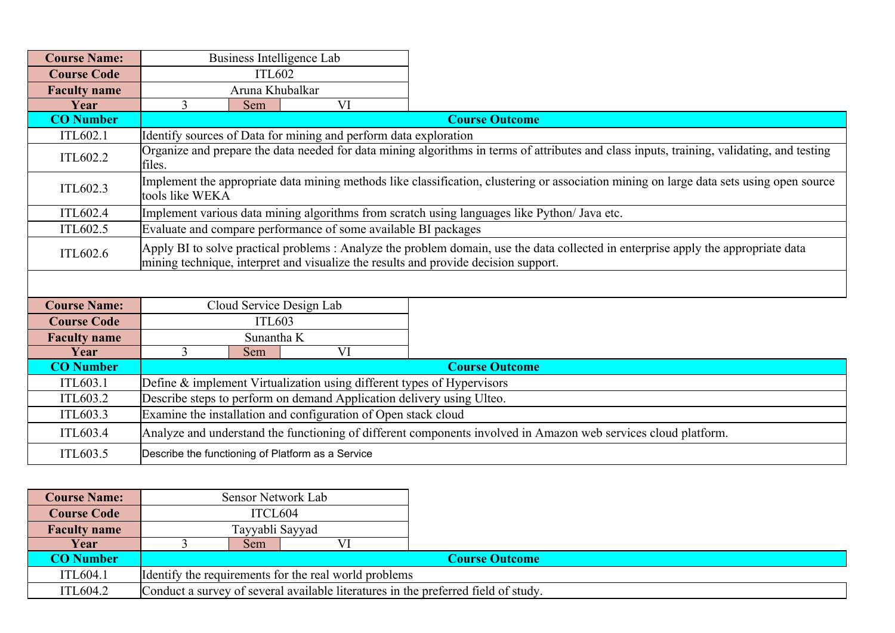| Course Name: | Business Intelligence Lab | | |
|---|---|---|---|
| Course Code | ITL602 | | |
| Faculty name | Aruna Khubalkar | | |
| Year | 3 | Sem | VI |

| CO Number | Course Outcome |
|---|---|
| ITL602.1 | Identify sources of Data for mining and perform data exploration |
| ITL602.2 | Organize and prepare the data needed for data mining algorithms in terms of attributes and class inputs, training, validating, and testing files. |
| ITL602.3 | Implement the appropriate data mining methods like classification, clustering or association mining on large data sets using open source tools like WEKA |
| ITL602.4 | Implement various data mining algorithms from scratch using languages like Python/ Java etc. |
| ITL602.5 | Evaluate and compare performance of some available BI packages |
| ITL602.6 | Apply BI to solve practical problems : Analyze the problem domain, use the data collected in enterprise apply the appropriate data mining technique, interpret and visualize the results and provide decision support. |

| Course Name: | Cloud Service Design Lab | | |
|---|---|---|---|
| Course Code | ITL603 | | |
| Faculty name | Sunantha K | | |
| Year | 3 | Sem | VI |

| CO Number | Course Outcome |
|---|---|
| ITL603.1 | Define & implement Virtualization using different types of Hypervisors |
| ITL603.2 | Describe steps to perform on demand Application delivery using Ulteo. |
| ITL603.3 | Examine the installation and configuration of Open stack cloud |
| ITL603.4 | Analyze and understand the functioning of different components involved in Amazon web services cloud platform. |
| ITL603.5 | Describe the functioning of Platform as a Service |

| Course Name: | Sensor Network Lab | | |
|---|---|---|---|
| Course Code | ITCL604 | | |
| Faculty name | Tayyabli Sayyad | | |
| Year | 3 | Sem | VI |

| CO Number | Course Outcome |
|---|---|
| ITL604.1 | Identify the requirements for the real world problems |
| ITL604.2 | Conduct a survey of several available literatures in the preferred field of study. |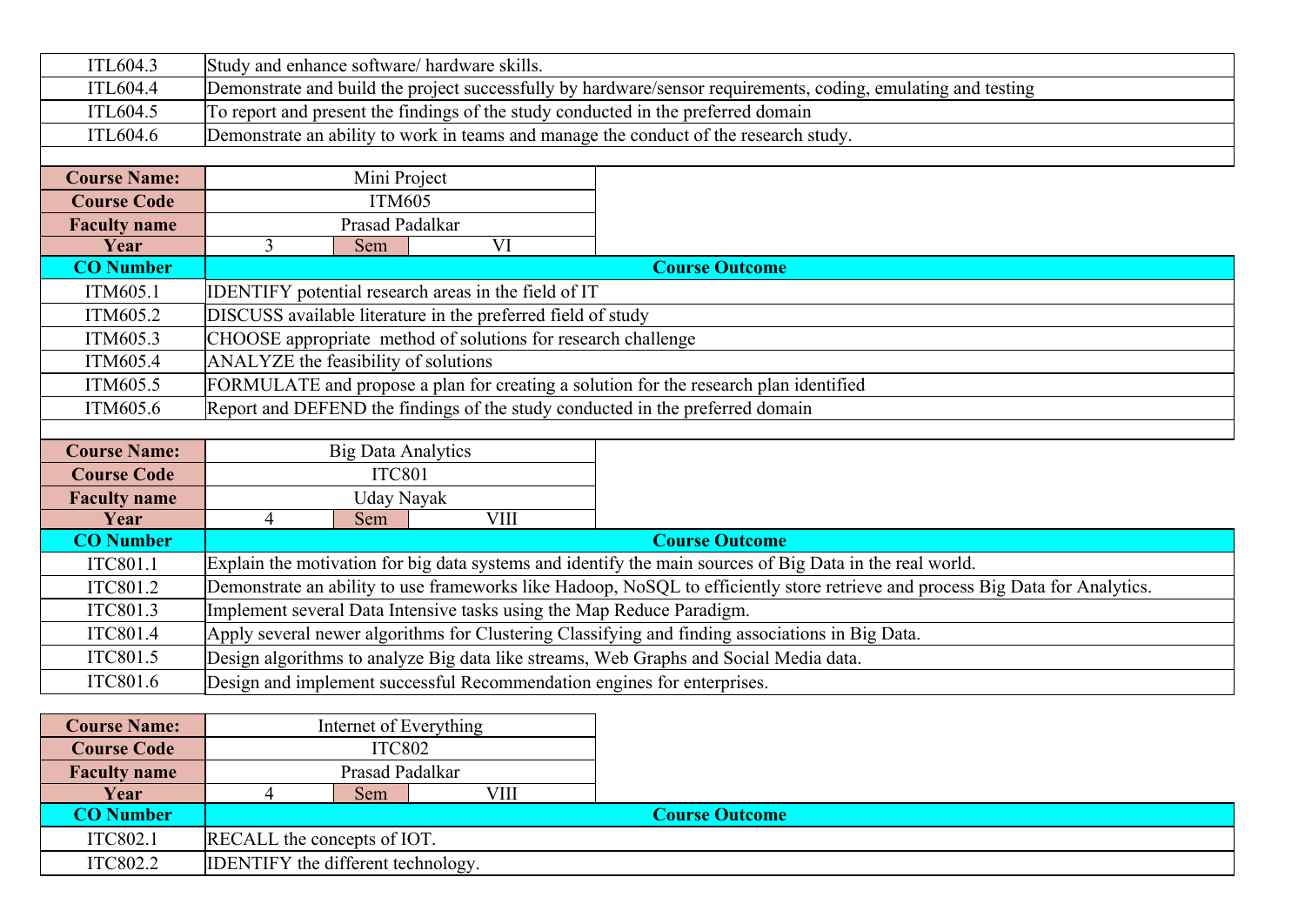| CO Number | Course Outcome |
|---|---|
| ITL604.3 | Study and enhance software/ hardware skills. |
| ITL604.4 | Demonstrate and build the project successfully by hardware/sensor requirements, coding, emulating and testing |
| ITL604.5 | To report and present the findings of the study conducted in the preferred domain |
| ITL604.6 | Demonstrate an ability to work in teams and manage the conduct of the research study. |

| **Course Name:** | Mini Project | | |
|---|---|---|---|
| **Course Code** | ITM605 | | |
| **Faculty name** | Prasad Padalkar | | |
| **Year** | 3 | **Sem** | VI |

| **CO Number** | **Course Outcome** |
|---|---|
| ITM605.1 | IDENTIFY potential research areas in the field of IT |
| ITM605.2 | DISCUSS available literature in the preferred field of study |
| ITM605.3 | CHOOSE appropriate method of solutions for research challenge |
| ITM605.4 | ANALYZE the feasibility of solutions |
| ITM605.5 | FORMULATE and propose a plan for creating a solution for the research plan identified |
| ITM605.6 | Report and DEFEND the findings of the study conducted in the preferred domain |

| **Course Name:** | Big Data Analytics | | |
|---|---|---|---|
| **Course Code** | ITC801 | | |
| **Faculty name** | Uday Nayak | | |
| **Year** | 4 | **Sem** | VIII |

| **CO Number** | **Course Outcome** |
|---|---|
| ITC801.1 | Explain the motivation for big data systems and identify the main sources of Big Data in the real world. |
| ITC801.2 | Demonstrate an ability to use frameworks like Hadoop, NoSQL to efficiently store retrieve and process Big Data for Analytics. |
| ITC801.3 | Implement several Data Intensive tasks using the Map Reduce Paradigm. |
| ITC801.4 | Apply several newer algorithms for Clustering Classifying and finding associations in Big Data. |
| ITC801.5 | Design algorithms to analyze Big data like streams, Web Graphs and Social Media data. |
| ITC801.6 | Design and implement successful Recommendation engines for enterprises. |

| **Course Name:** | Internet of Everything | | |
|---|---|---|---|
| **Course Code** | ITC802 | | |
| **Faculty name** | Prasad Padalkar | | |
| **Year** | 4 | **Sem** | VIII |

| **CO Number** | **Course Outcome** |
|---|---|
| ITC802.1 | RECALL the concepts of IOT. |
| ITC802.2 | IDENTIFY the different technology. |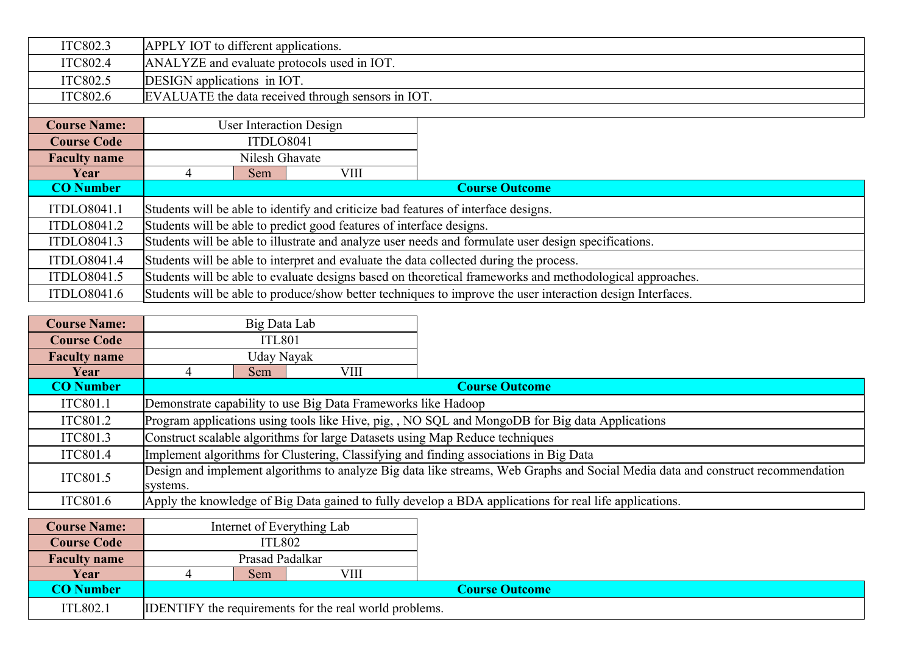| | |
|---|---|
| ITC802.3 | APPLY IOT to different applications. |
| ITC802.4 | ANALYZE and evaluate protocols used in IOT. |
| ITC802.5 | DESIGN applications in IOT. |
| ITC802.6 | EVALUATE the data received through sensors in IOT. |

| **Course Name:** | User Interaction Design | |
|---|---|---|
| **Course Code** | ITDLO8041 | |
| **Faculty name** | Nilesh Ghavate | |
| **Year** | 4 | Sem VIII |

| **CO Number** | **Course Outcome** |
|---|---|
| ITDLO8041.1 | Students will be able to identify and criticize bad features of interface designs. |
| ITDLO8041.2 | Students will be able to predict good features of interface designs. |
| ITDLO8041.3 | Students will be able to illustrate and analyze user needs and formulate user design specifications. |
| ITDLO8041.4 | Students will be able to interpret and evaluate the data collected during the process. |
| ITDLO8041.5 | Students will be able to evaluate designs based on theoretical frameworks and methodological approaches. |
| ITDLO8041.6 | Students will be able to produce/show better techniques to improve the user interaction design Interfaces. |

| **Course Name:** | Big Data Lab | |
|---|---|---|
| **Course Code** | ITL801 | |
| **Faculty name** | Uday Nayak | |
| **Year** | 4 | Sem VIII |

| **CO Number** | **Course Outcome** |
|---|---|
| ITC801.1 | Demonstrate capability to use Big Data Frameworks like Hadoop |
| ITC801.2 | Program applications using tools like Hive, pig, , NO SQL and MongoDB for Big data Applications |
| ITC801.3 | Construct scalable algorithms for large Datasets using Map Reduce techniques |
| ITC801.4 | Implement algorithms for Clustering, Classifying and finding associations in Big Data |
| ITC801.5 | Design and implement algorithms to analyze Big data like streams, Web Graphs and Social Media data and construct recommendation systems. |
| ITC801.6 | Apply the knowledge of Big Data gained to fully develop a BDA applications for real life applications. |

| **Course Name:** | Internet of Everything Lab | |
|---|---|---|
| **Course Code** | ITL802 | |
| **Faculty name** | Prasad Padalkar | |
| **Year** | 4 | Sem VIII |

| **CO Number** | **Course Outcome** |
|---|---|
| ITL802.1 | IDENTIFY the requirements for the real world problems. |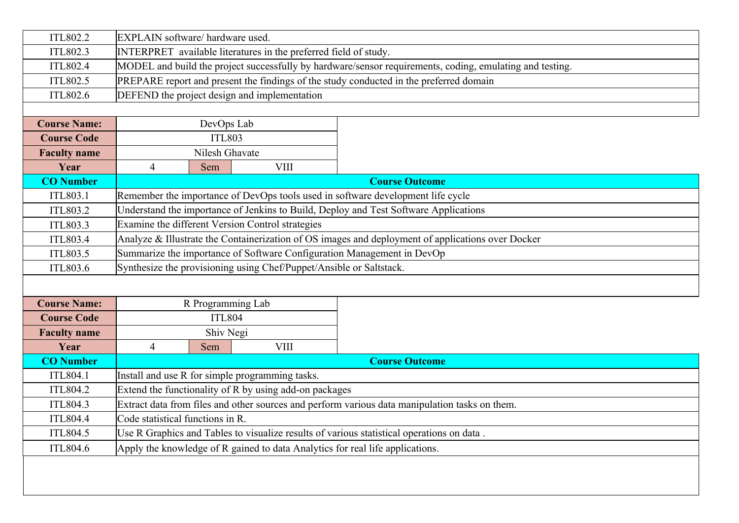| | |
|---|---|
| ITL802.2 | EXPLAIN software/ hardware used. |
| ITL802.3 | INTERPRET available literatures in the preferred field of study. |
| ITL802.4 | MODEL and build the project successfully by hardware/sensor requirements, coding, emulating and testing. |
| ITL802.5 | PREPARE report and present the findings of the study conducted in the preferred domain |
| ITL802.6 | DEFEND the project design and implementation |

| **Course Name:** | DevOps Lab | | |
|---|---|---|---|
| **Course Code** | ITL803 | | |
| **Faculty name** | Nilesh Ghavate | | |
| **Year** | 4 | Sem | VIII |

| **CO Number** | **Course Outcome** |
|---|---|
| ITL803.1 | Remember the importance of DevOps tools used in software development life cycle |
| ITL803.2 | Understand the importance of Jenkins to Build, Deploy and Test Software Applications |
| ITL803.3 | Examine the different Version Control strategies |
| ITL803.4 | Analyze & Illustrate the Containerization of OS images and deployment of applications over Docker |
| ITL803.5 | Summarize the importance of Software Configuration Management in DevOp |
| ITL803.6 | Synthesize the provisioning using Chef/Puppet/Ansible or Saltstack. |

| **Course Name:** | R Programming Lab | | |
|---|---|---|---|
| **Course Code** | ITL804 | | |
| **Faculty name** | Shiv Negi | | |
| **Year** | 4 | Sem | VIII |

| **CO Number** | **Course Outcome** |
|---|---|
| ITL804.1 | Install and use R for simple programming tasks. |
| ITL804.2 | Extend the functionality of R by using add-on packages |
| ITL804.3 | Extract data from files and other sources and perform various data manipulation tasks on them. |
| ITL804.4 | Code statistical functions in R. |
| ITL804.5 | Use R Graphics and Tables to visualize results of various statistical operations on data . |
| ITL804.6 | Apply the knowledge of R gained to data Analytics for real life applications. |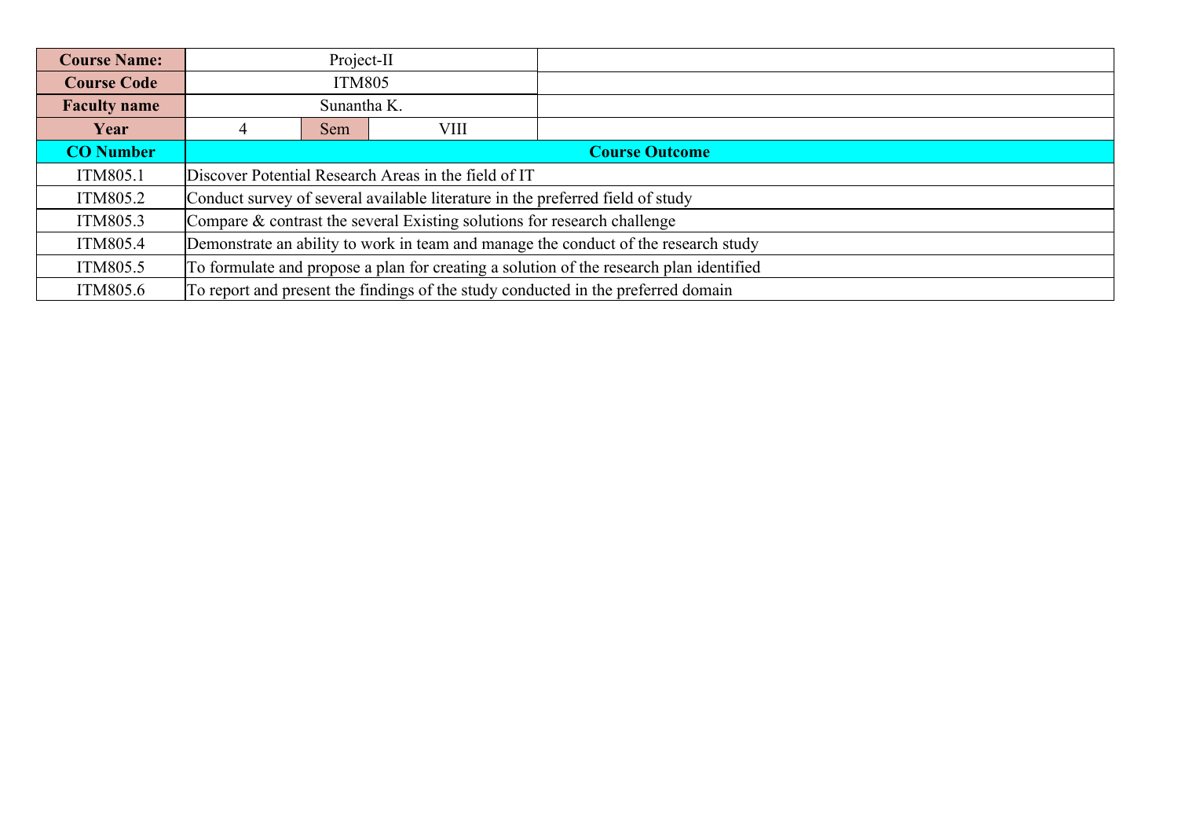| | | | | |
|---|---|---|---|---|
| **Course Name:** | Project-II | | | |
| **Course Code** | ITM805 | | | |
| **Faculty name** | Sunantha K. | | | |
| **Year** | 4 | Sem | VIII | |

| **CO Number** | **Course Outcome** |
|---|---|
| ITM805.1 | Discover Potential Research Areas in the field of IT |
| ITM805.2 | Conduct survey of several available literature in the preferred field of study |
| ITM805.3 | Compare & contrast the several Existing solutions for research challenge |
| ITM805.4 | Demonstrate an ability to work in team and manage the conduct of the research study |
| ITM805.5 | To formulate and propose a plan for creating a solution of the research plan identified |
| ITM805.6 | To report and present the findings of the study conducted in the preferred domain |